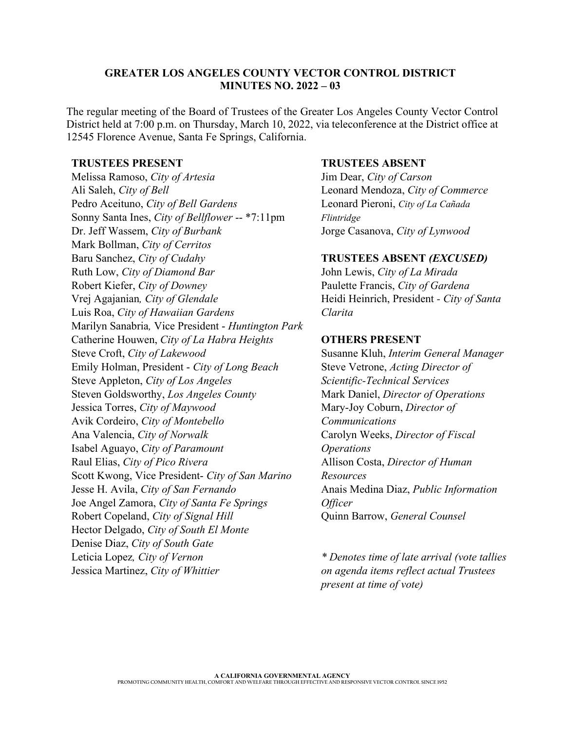# GREATER LOS ANGELES COUNTY VECTOR CONTROL DISTRICT
# MINUTES NO. 2022 – 03

The regular meeting of the Board of Trustees of the Greater Los Angeles County Vector Control District held at 7:00 p.m. on Thursday, March 10, 2022, via teleconference at the District office at 12545 Florence Avenue, Santa Fe Springs, California.

**TRUSTEES PRESENT**

Melissa Ramoso, *City of Artesia*
Ali Saleh, *City of Bell*
Pedro Aceituno, *City of Bell Gardens*
Sonny Santa Ines, *City of Bellflower* -- *7:11pm
Dr. Jeff Wassem, *City of Burbank*
Mark Bollman, *City of Cerritos*
Baru Sanchez, *City of Cudahy*
Ruth Low, *City of Diamond Bar*
Robert Kiefer, *City of Downey*
Vrej Agajanian*, City of Glendale*
Luis Roa, *City of Hawaiian Gardens*
Marilyn Sanabria*,* Vice President - *Huntington Park*
Catherine Houwen, *City of La Habra Heights*
Steve Croft, *City of Lakewood*
Emily Holman, President - *City of Long Beach*
Steve Appleton, *City of Los Angeles*
Steven Goldsworthy, *Los Angeles County*
Jessica Torres, *City of Maywood*
Avik Cordeiro, *City of Montebello*
Ana Valencia, *City of Norwalk*
Isabel Aguayo, *City of Paramount*
Raul Elias, *City of Pico Rivera*
Scott Kwong, Vice President- *City of San Marino*
Jesse H. Avila, *City of San Fernando*
Joe Angel Zamora, *City of Santa Fe Springs*
Robert Copeland, *City of Signal Hill*
Hector Delgado, *City of South El Monte*
Denise Diaz, *City of South Gate*
Leticia Lopez*, City of Vernon*
Jessica Martinez, *City of Whittier*

**TRUSTEES ABSENT**

Jim Dear, *City of Carson*
Leonard Mendoza, *City of Commerce*
Leonard Pieroni, *City of La Cañada Flintridge*
Jorge Casanova, *City of Lynwood*

**TRUSTEES ABSENT *(EXCUSED)***

John Lewis, *City of La Mirada*
Paulette Francis, *City of Gardena*
Heidi Heinrich, President - *City of Santa Clarita*

**OTHERS PRESENT**

Susanne Kluh, *Interim General Manager*
Steve Vetrone, *Acting Director of Scientific-Technical Services*
Mark Daniel, *Director of Operations*
Mary-Joy Coburn, *Director of Communications*
Carolyn Weeks, *Director of Fiscal Operations*
Allison Costa, *Director of Human Resources*
Anais Medina Diaz, *Public Information Officer*
Quinn Barrow, *General Counsel*

*\* Denotes time of late arrival (vote tallies on agenda items reflect actual Trustees present at time of vote)*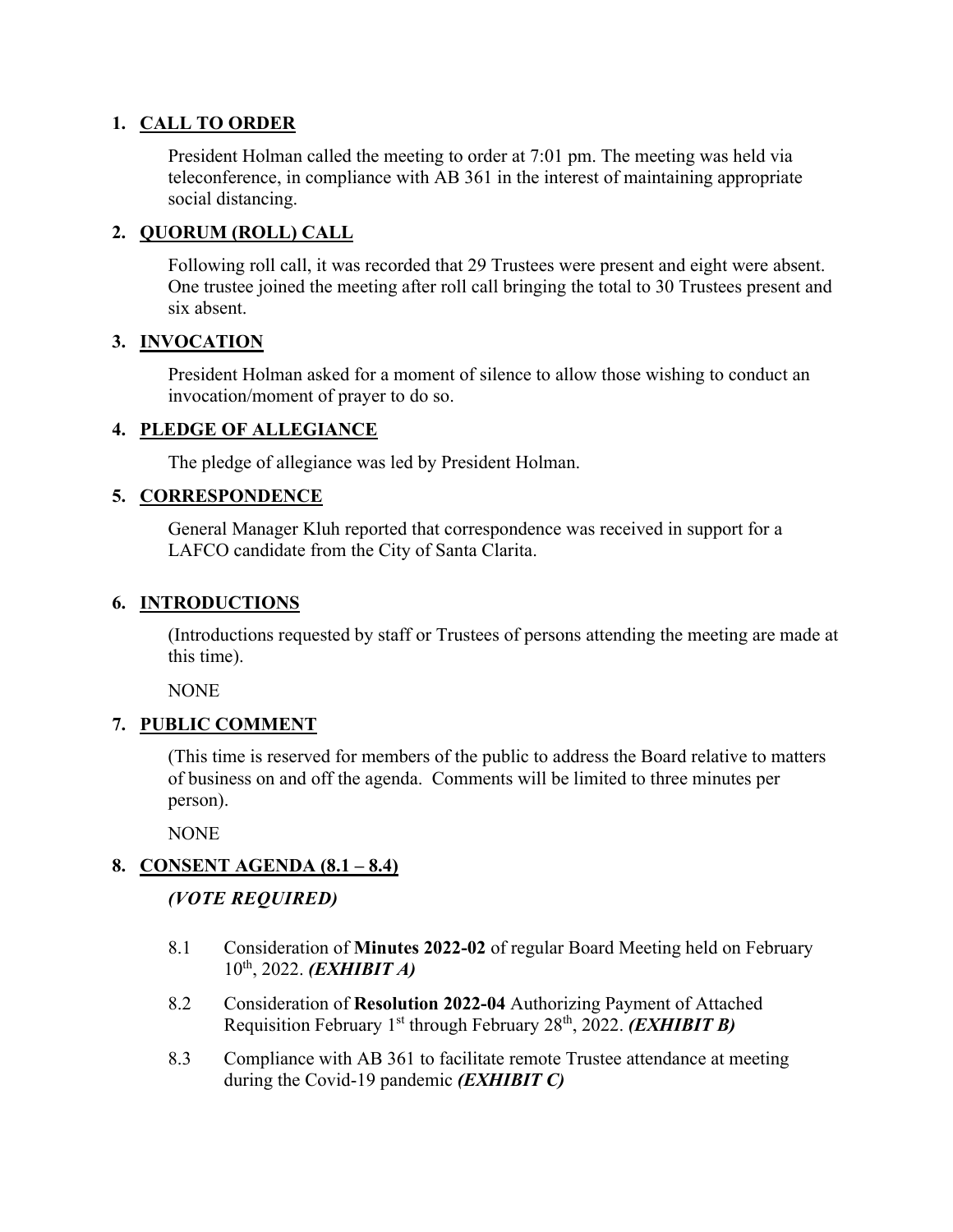1. **CALL TO ORDER**

   President Holman called the meeting to order at 7:01 pm. The meeting was held via teleconference, in compliance with AB 361 in the interest of maintaining appropriate social distancing.

2. **QUORUM (ROLL) CALL**

   Following roll call, it was recorded that 29 Trustees were present and eight were absent. One trustee joined the meeting after roll call bringing the total to 30 Trustees present and six absent.

3. **INVOCATION**

   President Holman asked for a moment of silence to allow those wishing to conduct an invocation/moment of prayer to do so.

4. **PLEDGE OF ALLEGIANCE**

   The pledge of allegiance was led by President Holman.

5. **CORRESPONDENCE**

   General Manager Kluh reported that correspondence was received in support for a LAFCO candidate from the City of Santa Clarita.

6. **INTRODUCTIONS**

   (Introductions requested by staff or Trustees of persons attending the meeting are made at this time).

   NONE

7. **PUBLIC COMMENT**

   (This time is reserved for members of the public to address the Board relative to matters of business on and off the agenda. Comments will be limited to three minutes per person).

   NONE

8. **CONSENT AGENDA (8.1 – 8.4)**

   ***(VOTE REQUIRED)***

   8.1 Consideration of **Minutes 2022-02** of regular Board Meeting held on February 10th, 2022. ***(EXHIBIT A)***

   8.2 Consideration of **Resolution 2022-04** Authorizing Payment of Attached Requisition February 1st through February 28th, 2022. ***(EXHIBIT B)***

   8.3 Compliance with AB 361 to facilitate remote Trustee attendance at meeting during the Covid-19 pandemic ***(EXHIBIT C)***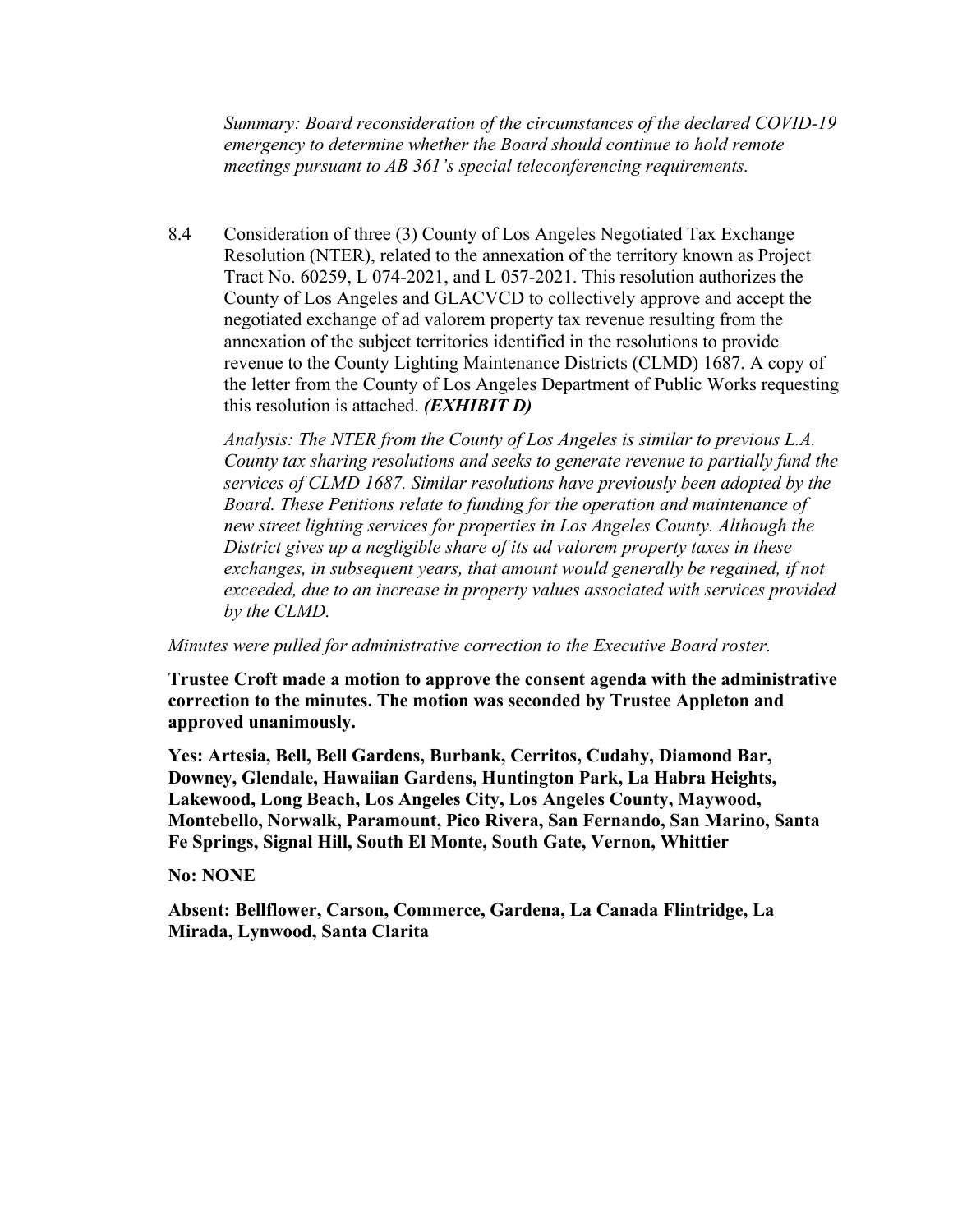*Summary: Board reconsideration of the circumstances of the declared COVID-19 emergency to determine whether the Board should continue to hold remote meetings pursuant to AB 361's special teleconferencing requirements.*

8.4 Consideration of three (3) County of Los Angeles Negotiated Tax Exchange Resolution (NTER), related to the annexation of the territory known as Project Tract No. 60259, L 074-2021, and L 057-2021. This resolution authorizes the County of Los Angeles and GLACVCD to collectively approve and accept the negotiated exchange of ad valorem property tax revenue resulting from the annexation of the subject territories identified in the resolutions to provide revenue to the County Lighting Maintenance Districts (CLMD) 1687. A copy of the letter from the County of Los Angeles Department of Public Works requesting this resolution is attached. ***(EXHIBIT D)***

*Analysis: The NTER from the County of Los Angeles is similar to previous L.A. County tax sharing resolutions and seeks to generate revenue to partially fund the services of CLMD 1687. Similar resolutions have previously been adopted by the Board. These Petitions relate to funding for the operation and maintenance of new street lighting services for properties in Los Angeles County. Although the District gives up a negligible share of its ad valorem property taxes in these exchanges, in subsequent years, that amount would generally be regained, if not exceeded, due to an increase in property values associated with services provided by the CLMD.*

*Minutes were pulled for administrative correction to the Executive Board roster.*

**Trustee Croft made a motion to approve the consent agenda with the administrative correction to the minutes. The motion was seconded by Trustee Appleton and approved unanimously.**

**Yes: Artesia, Bell, Bell Gardens, Burbank, Cerritos, Cudahy, Diamond Bar, Downey, Glendale, Hawaiian Gardens, Huntington Park, La Habra Heights, Lakewood, Long Beach, Los Angeles City, Los Angeles County, Maywood, Montebello, Norwalk, Paramount, Pico Rivera, San Fernando, San Marino, Santa Fe Springs, Signal Hill, South El Monte, South Gate, Vernon, Whittier**

**No: NONE**

**Absent: Bellflower, Carson, Commerce, Gardena, La Canada Flintridge, La Mirada, Lynwood, Santa Clarita**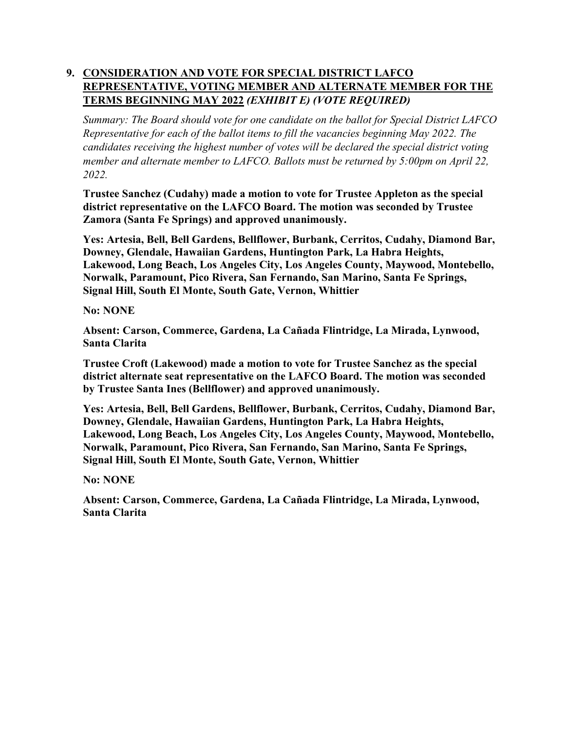9. **<u>CONSIDERATION AND VOTE FOR SPECIAL DISTRICT LAFCO REPRESENTATIVE, VOTING MEMBER AND ALTERNATE MEMBER FOR THE TERMS BEGINNING MAY 2022</u>** ***(EXHIBIT E) (VOTE REQUIRED)***

   *Summary: The Board should vote for one candidate on the ballot for Special District LAFCO Representative for each of the ballot items to fill the vacancies beginning May 2022. The candidates receiving the highest number of votes will be declared the special district voting member and alternate member to LAFCO. Ballots must be returned by 5:00pm on April 22, 2022.*

   **Trustee Sanchez (Cudahy) made a motion to vote for Trustee Appleton as the special district representative on the LAFCO Board. The motion was seconded by Trustee Zamora (Santa Fe Springs) and approved unanimously.**

   **Yes: Artesia, Bell, Bell Gardens, Bellflower, Burbank, Cerritos, Cudahy, Diamond Bar, Downey, Glendale, Hawaiian Gardens, Huntington Park, La Habra Heights, Lakewood, Long Beach, Los Angeles City, Los Angeles County, Maywood, Montebello, Norwalk, Paramount, Pico Rivera, San Fernando, San Marino, Santa Fe Springs, Signal Hill, South El Monte, South Gate, Vernon, Whittier**

   **No: NONE**

   **Absent: Carson, Commerce, Gardena, La Cañada Flintridge, La Mirada, Lynwood, Santa Clarita**

   **Trustee Croft (Lakewood) made a motion to vote for Trustee Sanchez as the special district alternate seat representative on the LAFCO Board. The motion was seconded by Trustee Santa Ines (Bellflower) and approved unanimously.**

   **Yes: Artesia, Bell, Bell Gardens, Bellflower, Burbank, Cerritos, Cudahy, Diamond Bar, Downey, Glendale, Hawaiian Gardens, Huntington Park, La Habra Heights, Lakewood, Long Beach, Los Angeles City, Los Angeles County, Maywood, Montebello, Norwalk, Paramount, Pico Rivera, San Fernando, San Marino, Santa Fe Springs, Signal Hill, South El Monte, South Gate, Vernon, Whittier**

   **No: NONE**

   **Absent: Carson, Commerce, Gardena, La Cañada Flintridge, La Mirada, Lynwood, Santa Clarita**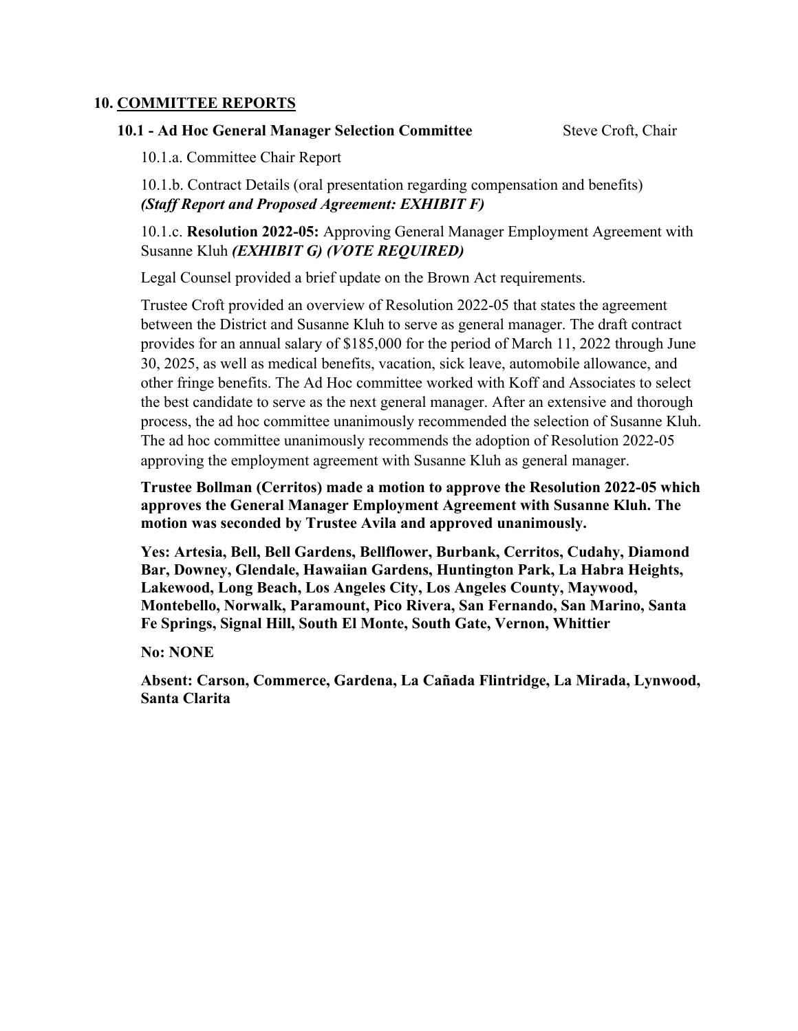## 10. <u>COMMITTEE REPORTS</u>

### 10.1 - Ad Hoc General Manager Selection Committee — Steve Croft, Chair

10.1.a. Committee Chair Report

10.1.b. Contract Details (oral presentation regarding compensation and benefits) ***(Staff Report and Proposed Agreement: EXHIBIT F)***

10.1.c. **Resolution 2022-05:** Approving General Manager Employment Agreement with Susanne Kluh ***(EXHIBIT G) (VOTE REQUIRED)***

Legal Counsel provided a brief update on the Brown Act requirements.

Trustee Croft provided an overview of Resolution 2022-05 that states the agreement between the District and Susanne Kluh to serve as general manager. The draft contract provides for an annual salary of $185,000 for the period of March 11, 2022 through June 30, 2025, as well as medical benefits, vacation, sick leave, automobile allowance, and other fringe benefits. The Ad Hoc committee worked with Koff and Associates to select the best candidate to serve as the next general manager. After an extensive and thorough process, the ad hoc committee unanimously recommended the selection of Susanne Kluh. The ad hoc committee unanimously recommends the adoption of Resolution 2022-05 approving the employment agreement with Susanne Kluh as general manager.

**Trustee Bollman (Cerritos) made a motion to approve the Resolution 2022-05 which approves the General Manager Employment Agreement with Susanne Kluh. The motion was seconded by Trustee Avila and approved unanimously.**

**Yes: Artesia, Bell, Bell Gardens, Bellflower, Burbank, Cerritos, Cudahy, Diamond Bar, Downey, Glendale, Hawaiian Gardens, Huntington Park, La Habra Heights, Lakewood, Long Beach, Los Angeles City, Los Angeles County, Maywood, Montebello, Norwalk, Paramount, Pico Rivera, San Fernando, San Marino, Santa Fe Springs, Signal Hill, South El Monte, South Gate, Vernon, Whittier**

**No: NONE**

**Absent: Carson, Commerce, Gardena, La Cañada Flintridge, La Mirada, Lynwood, Santa Clarita**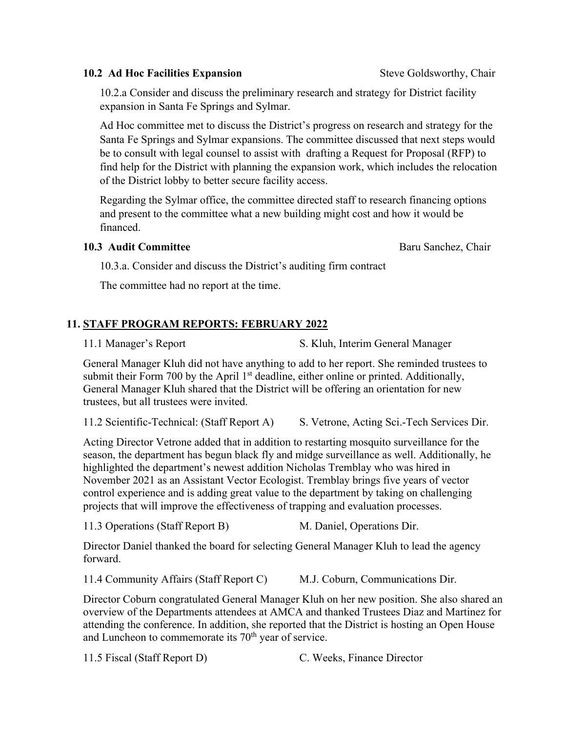**10.2 Ad Hoc Facilities Expansion** Steve Goldsworthy, Chair

10.2.a Consider and discuss the preliminary research and strategy for District facility expansion in Santa Fe Springs and Sylmar.

Ad Hoc committee met to discuss the District's progress on research and strategy for the Santa Fe Springs and Sylmar expansions. The committee discussed that next steps would be to consult with legal counsel to assist with drafting a Request for Proposal (RFP) to find help for the District with planning the expansion work, which includes the relocation of the District lobby to better secure facility access.

Regarding the Sylmar office, the committee directed staff to research financing options and present to the committee what a new building might cost and how it would be financed.

**10.3 Audit Committee** Baru Sanchez, Chair

10.3.a. Consider and discuss the District's auditing firm contract

The committee had no report at the time.

## 11. STAFF PROGRAM REPORTS: FEBRUARY 2022

11.1 Manager's Report S. Kluh, Interim General Manager

General Manager Kluh did not have anything to add to her report. She reminded trustees to submit their Form 700 by the April 1st deadline, either online or printed. Additionally, General Manager Kluh shared that the District will be offering an orientation for new trustees, but all trustees were invited.

11.2 Scientific-Technical: (Staff Report A) S. Vetrone, Acting Sci.-Tech Services Dir.

Acting Director Vetrone added that in addition to restarting mosquito surveillance for the season, the department has begun black fly and midge surveillance as well. Additionally, he highlighted the department's newest addition Nicholas Tremblay who was hired in November 2021 as an Assistant Vector Ecologist. Tremblay brings five years of vector control experience and is adding great value to the department by taking on challenging projects that will improve the effectiveness of trapping and evaluation processes.

11.3 Operations (Staff Report B) M. Daniel, Operations Dir.

Director Daniel thanked the board for selecting General Manager Kluh to lead the agency forward.

11.4 Community Affairs (Staff Report C) M.J. Coburn, Communications Dir.

Director Coburn congratulated General Manager Kluh on her new position. She also shared an overview of the Departments attendees at AMCA and thanked Trustees Diaz and Martinez for attending the conference. In addition, she reported that the District is hosting an Open House and Luncheon to commemorate its 70th year of service.

11.5 Fiscal (Staff Report D) C. Weeks, Finance Director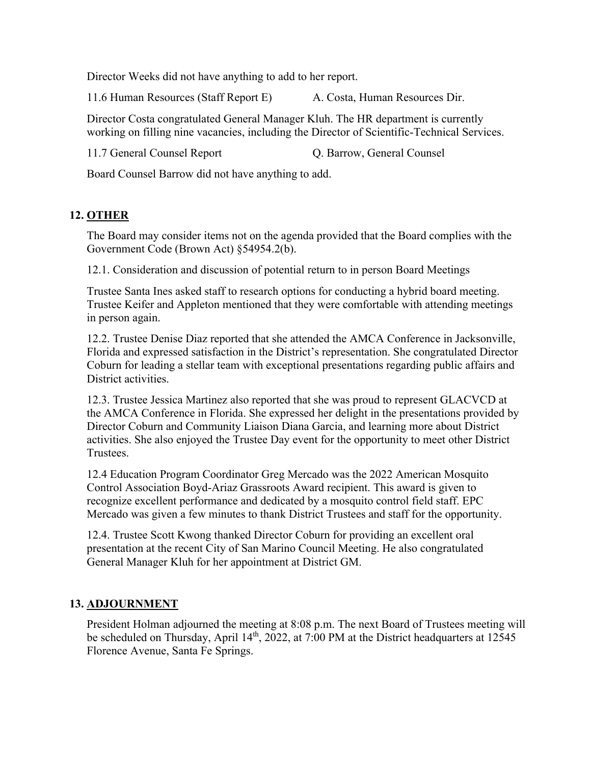Director Weeks did not have anything to add to her report.

11.6 Human Resources (Staff Report E) A. Costa, Human Resources Dir.

Director Costa congratulated General Manager Kluh. The HR department is currently working on filling nine vacancies, including the Director of Scientific-Technical Services.

11.7 General Counsel Report Q. Barrow, General Counsel

Board Counsel Barrow did not have anything to add.

## 12. OTHER

The Board may consider items not on the agenda provided that the Board complies with the Government Code (Brown Act) §54954.2(b).

12.1. Consideration and discussion of potential return to in person Board Meetings

Trustee Santa Ines asked staff to research options for conducting a hybrid board meeting. Trustee Keifer and Appleton mentioned that they were comfortable with attending meetings in person again.

12.2. Trustee Denise Diaz reported that she attended the AMCA Conference in Jacksonville, Florida and expressed satisfaction in the District's representation. She congratulated Director Coburn for leading a stellar team with exceptional presentations regarding public affairs and District activities.

12.3. Trustee Jessica Martinez also reported that she was proud to represent GLACVCD at the AMCA Conference in Florida. She expressed her delight in the presentations provided by Director Coburn and Community Liaison Diana Garcia, and learning more about District activities. She also enjoyed the Trustee Day event for the opportunity to meet other District Trustees.

12.4 Education Program Coordinator Greg Mercado was the 2022 American Mosquito Control Association Boyd-Ariaz Grassroots Award recipient. This award is given to recognize excellent performance and dedicated by a mosquito control field staff. EPC Mercado was given a few minutes to thank District Trustees and staff for the opportunity.

12.4. Trustee Scott Kwong thanked Director Coburn for providing an excellent oral presentation at the recent City of San Marino Council Meeting. He also congratulated General Manager Kluh for her appointment at District GM.

## 13. ADJOURNMENT

President Holman adjourned the meeting at 8:08 p.m. The next Board of Trustees meeting will be scheduled on Thursday, April 14th, 2022, at 7:00 PM at the District headquarters at 12545 Florence Avenue, Santa Fe Springs.